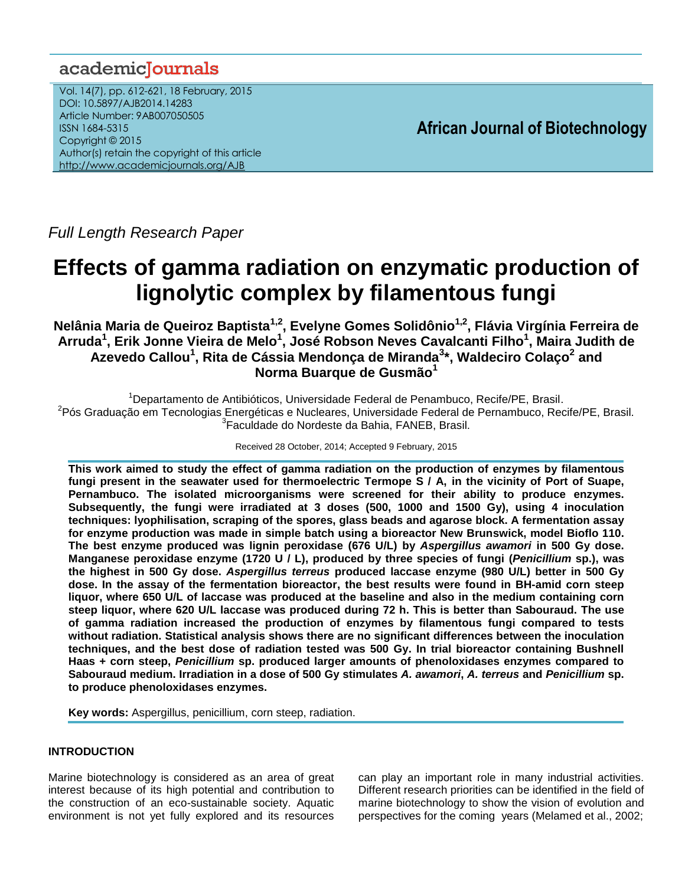Full Length Research Paper

# Effects of gamma radiation on enzymatic production of lignolytic complex by filamentous fungi

**Nelânia Maria de Queiroz Baptista[1,2], Evelyne Gomes Solidônio[1,2], Flávia Virgínia Ferreira de Arruda[1], Erik Jonne Vieira de Melo[1], José Robson Neves Cavalcanti Filho[1], Maira Judith de Azevedo Callou[1], Rita de Cássia Mendonça de Miranda[3]*, Waldeciro Colaço[2] and Norma Buarque de Gusmão[1]**

[1]Departamento de Antibióticos, Universidade Federal de Penambuco, Recife/PE, Brasil.
[2]Pós Graduação em Tecnologias Energéticas e Nucleares, Universidade Federal de Pernambuco, Recife/PE, Brasil.
[3]Faculdade do Nordeste da Bahia, FANEB, Brasil.

Received 28 October, 2014; Accepted 9 February, 2015

**This work aimed to study the effect of gamma radiation on the production of enzymes by filamentous fungi present in the seawater used for thermoelectric Termope S / A, in the vicinity of Port of Suape, Pernambuco. The isolated microorganisms were screened for their ability to produce enzymes. Subsequently, the fungi were irradiated at 3 doses (500, 1000 and 1500 Gy), using 4 inoculation techniques: lyophilisation, scraping of the spores, glass beads and agarose block. A fermentation assay for enzyme production was made in simple batch using a bioreactor New Brunswick, model Bioflo 110. The best enzyme produced was lignin peroxidase (676 U/L) by *Aspergillus awamori* in 500 Gy dose. Manganese peroxidase enzyme (1720 U / L), produced by three species of fungi (*Penicillium* sp.), was the highest in 500 Gy dose. *Aspergillus terreus* produced laccase enzyme (980 U/L) better in 500 Gy dose. In the assay of the fermentation bioreactor, the best results were found in BH-amid corn steep liquor, where 650 U/L of laccase was produced at the baseline and also in the medium containing corn steep liquor, where 620 U/L laccase was produced during 72 h. This is better than Sabouraud. The use of gamma radiation increased the production of enzymes by filamentous fungi compared to tests without radiation. Statistical analysis shows there are no significant differences between the inoculation techniques, and the best dose of radiation tested was 500 Gy. In trial bioreactor containing Bushnell Haas + corn steep, *Penicillium* sp. produced larger amounts of phenoloxidases enzymes compared to Sabouraud medium. Irradiation in a dose of 500 Gy stimulates *A. awamori*, *A. terreus* and *Penicillium* sp. to produce phenoloxidases enzymes.**

**Key words:** Aspergillus, penicillium, corn steep, radiation.

## INTRODUCTION

Marine biotechnology is considered as an area of great interest because of its high potential and contribution to the construction of an eco-sustainable society. Aquatic environment is not yet fully explored and its resources can play an important role in many industrial activities. Different research priorities can be identified in the field of marine biotechnology to show the vision of evolution and perspectives for the coming years (Melamed et al., 2002;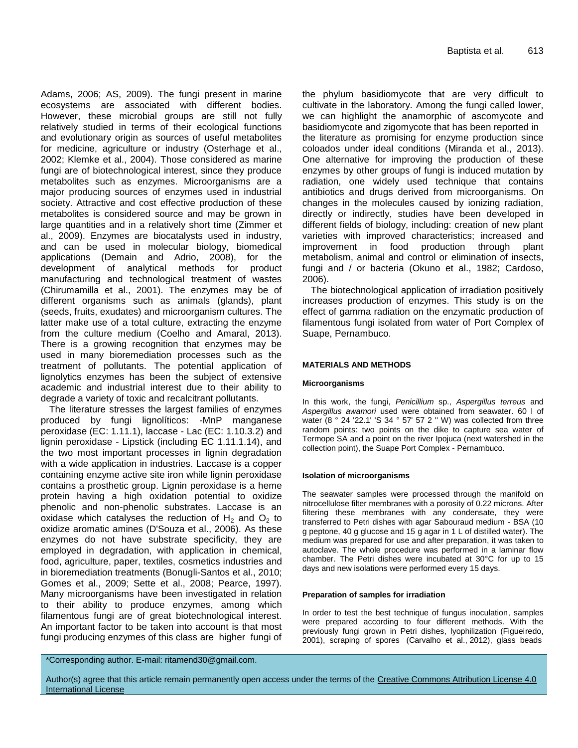Adams, 2006; AS, 2009). The fungi present in marine ecosystems are associated with different bodies. However, these microbial groups are still not fully relatively studied in terms of their ecological functions and evolutionary origin as sources of useful metabolites for medicine, agriculture or industry (Osterhage et al., 2002; Klemke et al., 2004). Those considered as marine fungi are of biotechnological interest, since they produce metabolites such as enzymes. Microorganisms are a major producing sources of enzymes used in industrial society. Attractive and cost effective production of these metabolites is considered source and may be grown in large quantities and in a relatively short time (Zimmer et al., 2009). Enzymes are biocatalysts used in industry, and can be used in molecular biology, biomedical applications (Demain and Adrio, 2008), for the development of analytical methods for product manufacturing and technological treatment of wastes (Chirumamilla et al., 2001). The enzymes may be of different organisms such as animals (glands), plant (seeds, fruits, exudates) and microorganism cultures. The latter make use of a total culture, extracting the enzyme from the culture medium (Coelho and Amaral, 2013). There is a growing recognition that enzymes may be used in many bioremediation processes such as the treatment of pollutants. The potential application of lignolytics enzymes has been the subject of extensive academic and industrial interest due to their ability to degrade a variety of toxic and recalcitrant pollutants.

The literature stresses the largest families of enzymes produced by fungi lignolíticos: -MnP manganese peroxidase (EC: 1.11.1), laccase - Lac (EC: 1.10.3.2) and lignin peroxidase - Lipstick (including EC 1.11.1.14), and the two most important processes in lignin degradation with a wide application in industries. Laccase is a copper containing enzyme active site iron while lignin peroxidase contains a prosthetic group. Lignin peroxidase is a heme protein having a high oxidation potential to oxidize phenolic and non-phenolic substrates. Laccase is an oxidase which catalyses the reduction of $H_2$ and $O_2$ to oxidize aromatic amines (D'Souza et al., 2006). As these enzymes do not have substrate specificity, they are employed in degradation, with application in chemical, food, agriculture, paper, textiles, cosmetics industries and in bioremediation treatments (Bonugli-Santos et al., 2010; Gomes et al., 2009; Sette et al., 2008; Pearce, 1997). Many microorganisms have been investigated in relation to their ability to produce enzymes, among which filamentous fungi are of great biotechnological interest. An important factor to be taken into account is that most fungi producing enzymes of this class are higher fungi of the phylum basidiomycote that are very difficult to cultivate in the laboratory. Among the fungi called lower, we can highlight the anamorphic of ascomycote and basidiomycote and zigomycote that has been reported in the literature as promising for enzyme production since coloados under ideal conditions (Miranda et al., 2013). One alternative for improving the production of these enzymes by other groups of fungi is induced mutation by radiation, one widely used technique that contains antibiotics and drugs derived from microorganisms. On changes in the molecules caused by ionizing radiation, directly or indirectly, studies have been developed in different fields of biology, including: creation of new plant varieties with improved characteristics; increased and improvement in food production through plant metabolism, animal and control or elimination of insects, fungi and / or bacteria (Okuno et al., 1982; Cardoso, 2006).

The biotechnological application of irradiation positively increases production of enzymes. This study is on the effect of gamma radiation on the enzymatic production of filamentous fungi isolated from water of Port Complex of Suape, Pernambuco.

## MATERIALS AND METHODS

### Microorganisms

In this work, the fungi, *Penicillium* sp., *Aspergillus terreus* and *Aspergillus awamori* used were obtained from seawater. 60 l of water (8 ° 24 '22.1' 'S 34 ° 57' 57 2 '' W) was collected from three random points: two points on the dike to capture sea water of Termope SA and a point on the river Ipojuca (next watershed in the collection point), the Suape Port Complex - Pernambuco.

### Isolation of microorganisms

The seawater samples were processed through the manifold on nitrocellulose filter membranes with a porosity of 0.22 microns. After filtering these membranes with any condensate, they were transferred to Petri dishes with agar Sabouraud medium - BSA (10 g peptone, 40 g glucose and 15 g agar in 1 L of distilled water). The medium was prepared for use and after preparation, it was taken to autoclave. The whole procedure was performed in a laminar flow chamber. The Petri dishes were incubated at 30°C for up to 15 days and new isolations were performed every 15 days.

### Preparation of samples for irradiation

In order to test the best technique of fungus inoculation, samples were prepared according to four different methods. With the previously fungi grown in Petri dishes, lyophilization (Figueiredo, 2001), scraping of spores (Carvalho et al., 2012), glass beads

\*Corresponding author. E-mail: ritamend30@gmail.com.

Author(s) agree that this article remain permanently open access under the terms of the Creative Commons Attribution License 4.0 International License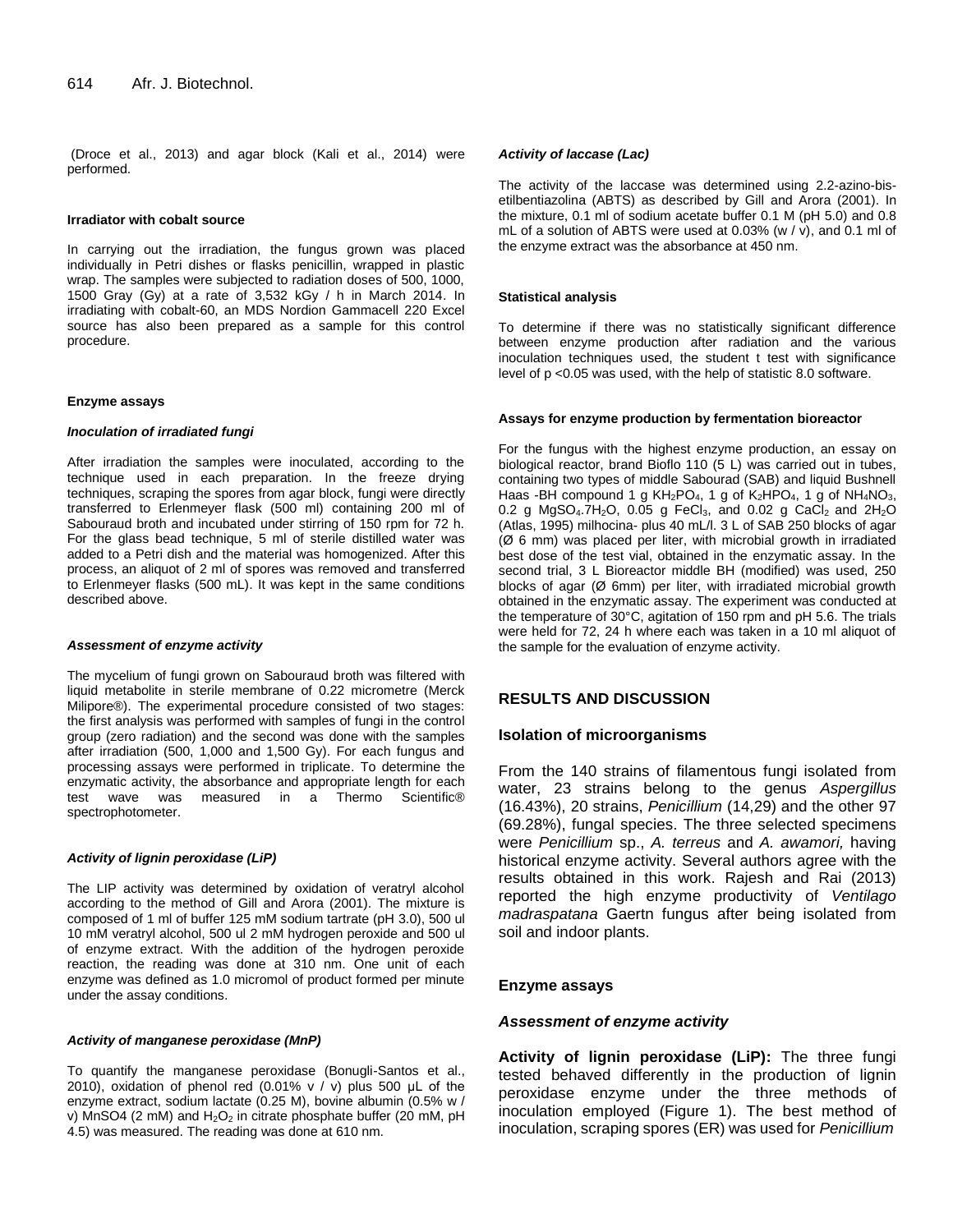(Droce et al., 2013) and agar block (Kali et al., 2014) were performed.

#### Irradiator with cobalt source

In carrying out the irradiation, the fungus grown was placed individually in Petri dishes or flasks penicillin, wrapped in plastic wrap. The samples were subjected to radiation doses of 500, 1000, 1500 Gray (Gy) at a rate of 3,532 kGy / h in March 2014. In irradiating with cobalt-60, an MDS Nordion Gammacell 220 Excel source has also been prepared as a sample for this control procedure.

#### Enzyme assays

##### *Inoculation of irradiated fungi*

After irradiation the samples were inoculated, according to the technique used in each preparation. In the freeze drying techniques, scraping the spores from agar block, fungi were directly transferred to Erlenmeyer flask (500 ml) containing 200 ml of Sabouraud broth and incubated under stirring of 150 rpm for 72 h. For the glass bead technique, 5 ml of sterile distilled water was added to a Petri dish and the material was homogenized. After this process, an aliquot of 2 ml of spores was removed and transferred to Erlenmeyer flasks (500 mL). It was kept in the same conditions described above.

##### *Assessment of enzyme activity*

The mycelium of fungi grown on Sabouraud broth was filtered with liquid metabolite in sterile membrane of 0.22 micrometre (Merck Milipore®). The experimental procedure consisted of two stages: the first analysis was performed with samples of fungi in the control group (zero radiation) and the second was done with the samples after irradiation (500, 1,000 and 1,500 Gy). For each fungus and processing assays were performed in triplicate. To determine the enzymatic activity, the absorbance and appropriate length for each test wave was measured in a Thermo Scientific® spectrophotometer.

##### *Activity of lignin peroxidase (LiP)*

The LIP activity was determined by oxidation of veratryl alcohol according to the method of Gill and Arora (2001). The mixture is composed of 1 ml of buffer 125 mM sodium tartrate (pH 3.0), 500 ul 10 mM veratryl alcohol, 500 ul 2 mM hydrogen peroxide and 500 ul of enzyme extract. With the addition of the hydrogen peroxide reaction, the reading was done at 310 nm. One unit of each enzyme was defined as 1.0 micromol of product formed per minute under the assay conditions.

##### *Activity of manganese peroxidase (MnP)*

To quantify the manganese peroxidase (Bonugli-Santos et al., 2010), oxidation of phenol red (0.01% v / v) plus 500 µL of the enzyme extract, sodium lactate (0.25 M), bovine albumin (0.5% w / v) MnSO4 (2 mM) and $H_2O_2$ in citrate phosphate buffer (20 mM, pH 4.5) was measured. The reading was done at 610 nm.

##### *Activity of laccase (Lac)*

The activity of the laccase was determined using 2.2-azino-bis-etilbentiazolina (ABTS) as described by Gill and Arora (2001). In the mixture, 0.1 ml of sodium acetate buffer 0.1 M (pH 5.0) and 0.8 mL of a solution of ABTS were used at 0.03% (w / v), and 0.1 ml of the enzyme extract was the absorbance at 450 nm.

#### Statistical analysis

To determine if there was no statistically significant difference between enzyme production after radiation and the various inoculation techniques used, the student t test with significance level of p <0.05 was used, with the help of statistic 8.0 software.

#### Assays for enzyme production by fermentation bioreactor

For the fungus with the highest enzyme production, an essay on biological reactor, brand Bioflo 110 (5 L) was carried out in tubes, containing two types of middle Sabourad (SAB) and liquid Bushnell Haas -BH compound 1 g $KH_2PO_4$, 1 g of $K_2HPO_4$, 1 g of $NH_4NO_3$, 0.2 g $MgSO_4.7H_2O$, 0.05 g $FeCl_3$, and 0.02 g $CaCl_2$ and $2H_2O$ (Atlas, 1995) milhocina- plus 40 mL/l. 3 L of SAB 250 blocks of agar (Ø 6 mm) was placed per liter, with microbial growth in irradiated best dose of the test vial, obtained in the enzymatic assay. In the second trial, 3 L Bioreactor middle BH (modified) was used, 250 blocks of agar (Ø 6mm) per liter, with irradiated microbial growth obtained in the enzymatic assay. The experiment was conducted at the temperature of 30°C, agitation of 150 rpm and pH 5.6. The trials were held for 72, 24 h where each was taken in a 10 ml aliquot of the sample for the evaluation of enzyme activity.

## RESULTS AND DISCUSSION

### Isolation of microorganisms

From the 140 strains of filamentous fungi isolated from water, 23 strains belong to the genus *Aspergillus* (16.43%), 20 strains, *Penicillium* (14,29) and the other 97 (69.28%), fungal species. The three selected specimens were *Penicillium* sp., *A. terreus* and *A. awamori,* having historical enzyme activity. Several authors agree with the results obtained in this work. Rajesh and Rai (2013) reported the high enzyme productivity of *Ventilago madraspatana* Gaertn fungus after being isolated from soil and indoor plants.

### Enzyme assays

#### *Assessment of enzyme activity*

**Activity of lignin peroxidase (LiP):** The three fungi tested behaved differently in the production of lignin peroxidase enzyme under the three methods of inoculation employed (Figure 1). The best method of inoculation, scraping spores (ER) was used for *Penicillium*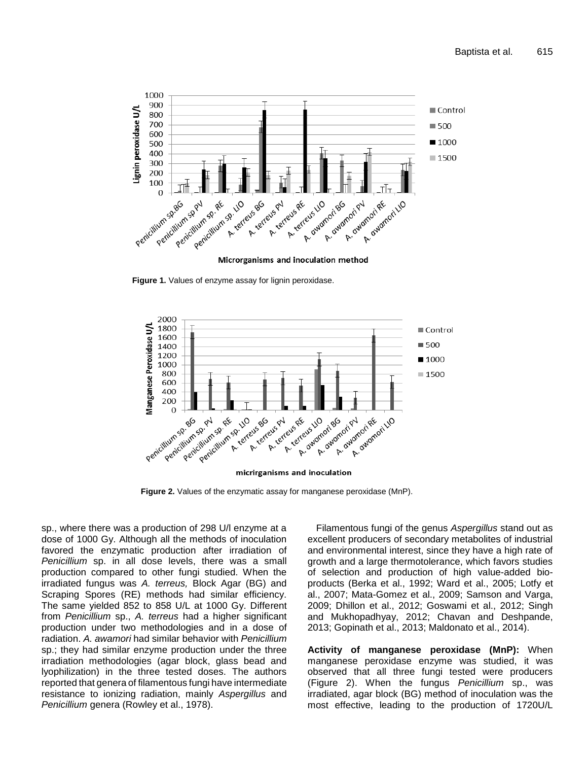Figure 1. Values of enzyme assay for lignin peroxidase.

Figure 2. Values of the enzymatic assay for manganese peroxidase (MnP).

sp., where there was a production of 298 U/l enzyme at a dose of 1000 Gy. Although all the methods of inoculation favored the enzymatic production after irradiation of *Penicillium* sp. in all dose levels, there was a small production compared to other fungi studied. When the irradiated fungus was *A. terreus,* Block Agar (BG) and Scraping Spores (RE) methods had similar efficiency. The same yielded 852 to 858 U/L at 1000 Gy. Different from *Penicillium* sp., *A. terreus* had a higher significant production under two methodologies and in a dose of radiation. *A. awamori* had similar behavior with *Penicillium* sp.; they had similar enzyme production under the three irradiation methodologies (agar block, glass bead and lyophilization) in the three tested doses. The authors reported that genera of filamentous fungi have intermediate resistance to ionizing radiation, mainly *Aspergillus* and *Penicillium* genera (Rowley et al., 1978).

Filamentous fungi of the genus *Aspergillus* stand out as excellent producers of secondary metabolites of industrial and environmental interest, since they have a high rate of growth and a large thermotolerance, which favors studies of selection and production of high value-added bio-products (Berka et al., 1992; Ward et al., 2005; Lotfy et al., 2007; Mata-Gomez et al., 2009; Samson and Varga, 2009; Dhillon et al., 2012; Goswami et al., 2012; Singh and Mukhopadhyay, 2012; Chavan and Deshpande, 2013; Gopinath et al., 2013; Maldonato et al., 2014).

**Activity of manganese peroxidase (MnP):** When manganese peroxidase enzyme was studied, it was observed that all three fungi tested were producers (Figure 2). When the fungus *Penicillium* sp., was irradiated, agar block (BG) method of inoculation was the most effective, leading to the production of 1720U/L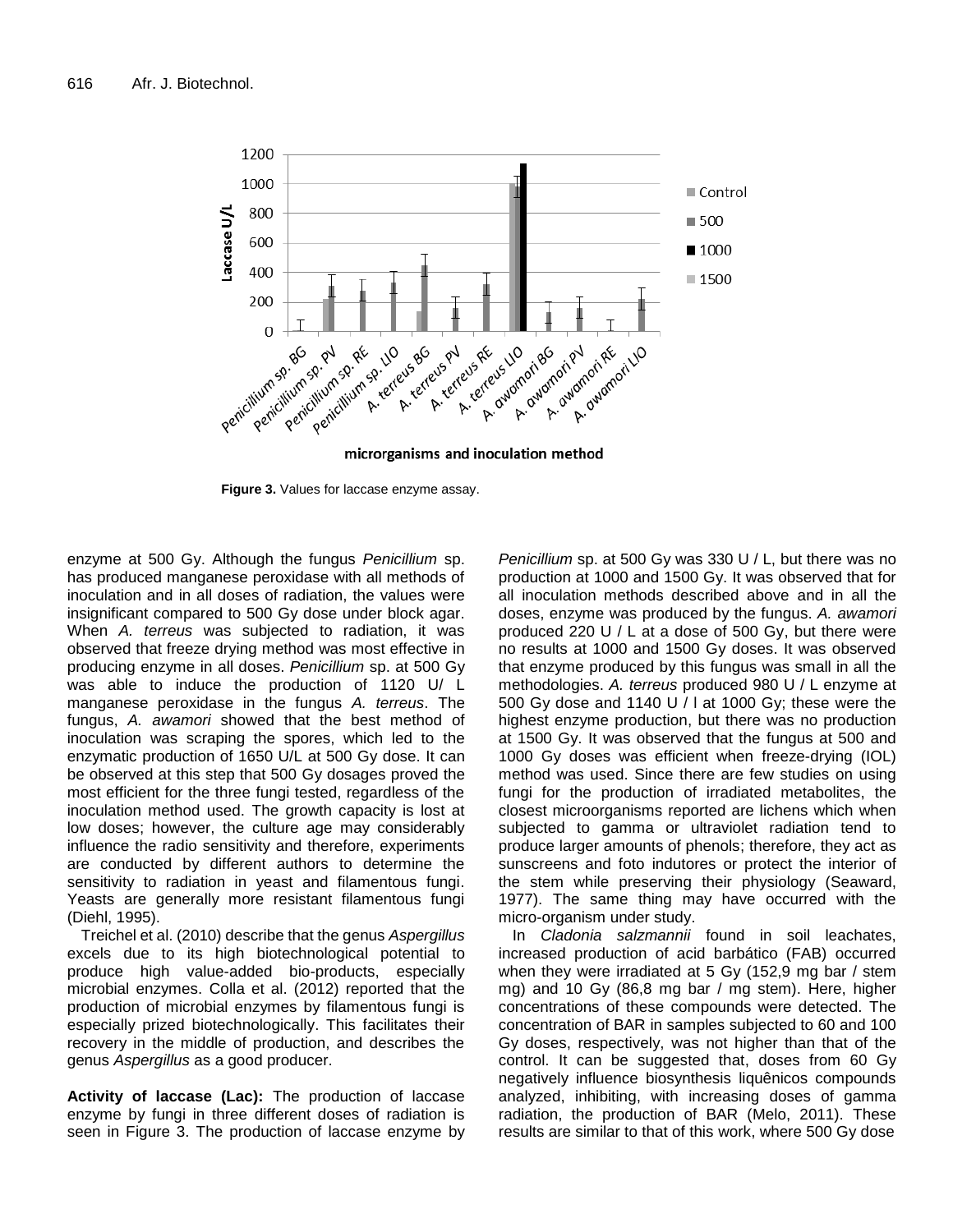**Figure 3.** Values for laccase enzyme assay.

enzyme at 500 Gy. Although the fungus *Penicillium* sp. has produced manganese peroxidase with all methods of inoculation and in all doses of radiation, the values were insignificant compared to 500 Gy dose under block agar. When *A. terreus* was subjected to radiation, it was observed that freeze drying method was most effective in producing enzyme in all doses. *Penicillium* sp. at 500 Gy was able to induce the production of 1120 U/ L manganese peroxidase in the fungus *A. terreus*. The fungus, *A. awamori* showed that the best method of inoculation was scraping the spores, which led to the enzymatic production of 1650 U/L at 500 Gy dose. It can be observed at this step that 500 Gy dosages proved the most efficient for the three fungi tested, regardless of the inoculation method used. The growth capacity is lost at low doses; however, the culture age may considerably influence the radio sensitivity and therefore, experiments are conducted by different authors to determine the sensitivity to radiation in yeast and filamentous fungi. Yeasts are generally more resistant filamentous fungi (Diehl, 1995).

Treichel et al. (2010) describe that the genus *Aspergillus* excels due to its high biotechnological potential to produce high value-added bio-products, especially microbial enzymes. Colla et al. (2012) reported that the production of microbial enzymes by filamentous fungi is especially prized biotechnologically. This facilitates their recovery in the middle of production, and describes the genus *Aspergillus* as a good producer.

**Activity of laccase (Lac):** The production of laccase enzyme by fungi in three different doses of radiation is seen in Figure 3. The production of laccase enzyme by *Penicillium* sp. at 500 Gy was 330 U / L, but there was no production at 1000 and 1500 Gy. It was observed that for all inoculation methods described above and in all the doses, enzyme was produced by the fungus. *A. awamori* produced 220 U / L at a dose of 500 Gy, but there were no results at 1000 and 1500 Gy doses. It was observed that enzyme produced by this fungus was small in all the methodologies. *A. terreus* produced 980 U / L enzyme at 500 Gy dose and 1140 U / l at 1000 Gy; these were the highest enzyme production, but there was no production at 1500 Gy. It was observed that the fungus at 500 and 1000 Gy doses was efficient when freeze-drying (IOL) method was used. Since there are few studies on using fungi for the production of irradiated metabolites, the closest microorganisms reported are lichens which when subjected to gamma or ultraviolet radiation tend to produce larger amounts of phenols; therefore, they act as sunscreens and foto indutores or protect the interior of the stem while preserving their physiology (Seaward, 1977). The same thing may have occurred with the micro-organism under study.

In *Cladonia salzmannii* found in soil leachates, increased production of acid barbático (FAB) occurred when they were irradiated at 5 Gy (152,9 mg bar / stem mg) and 10 Gy (86,8 mg bar / mg stem). Here, higher concentrations of these compounds were detected. The concentration of BAR in samples subjected to 60 and 100 Gy doses, respectively, was not higher than that of the control. It can be suggested that, doses from 60 Gy negatively influence biosynthesis liquênicos compounds analyzed, inhibiting, with increasing doses of gamma radiation, the production of BAR (Melo, 2011). These results are similar to that of this work, where 500 Gy dose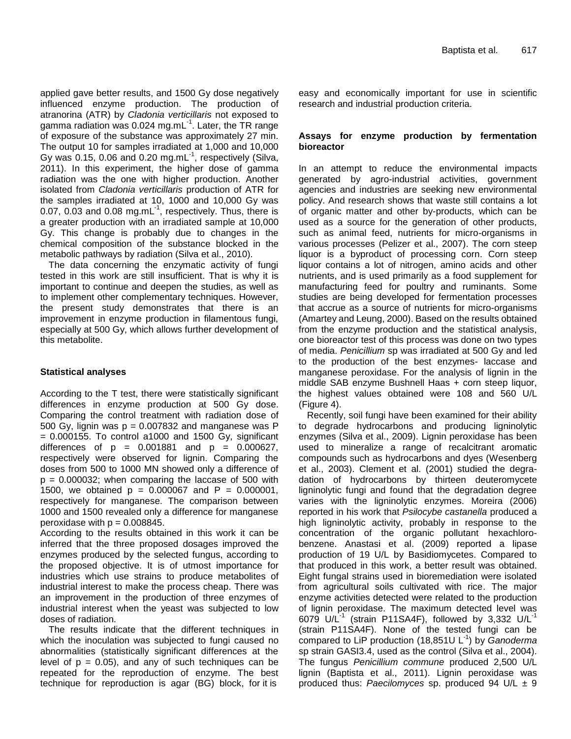applied gave better results, and 1500 Gy dose negatively influenced enzyme production. The production of atranorina (ATR) by *Cladonia verticillaris* not exposed to gamma radiation was 0.024 mg.mL$^{-1}$. Later, the TR range of exposure of the substance was approximately 27 min. The output 10 for samples irradiated at 1,000 and 10,000 Gy was 0.15, 0.06 and 0.20 mg.mL$^{-1}$, respectively (Silva, 2011). In this experiment, the higher dose of gamma radiation was the one with higher production. Another isolated from *Cladonia verticillaris* production of ATR for the samples irradiated at 10, 1000 and 10,000 Gy was 0.07, 0.03 and 0.08 mg.mL$^{-1}$, respectively. Thus, there is a greater production with an irradiated sample at 10,000 Gy. This change is probably due to changes in the chemical composition of the substance blocked in the metabolic pathways by radiation (Silva et al., 2010).

The data concerning the enzymatic activity of fungi tested in this work are still insufficient. That is why it is important to continue and deepen the studies, as well as to implement other complementary techniques. However, the present study demonstrates that there is an improvement in enzyme production in filamentous fungi, especially at 500 Gy, which allows further development of this metabolite.

### Statistical analyses

According to the T test, there were statistically significant differences in enzyme production at 500 Gy dose. Comparing the control treatment with radiation dose of 500 Gy, lignin was $p = 0.007832$ and manganese was $P = 0.000155$. To control a1000 and 1500 Gy, significant differences of $p = 0.001881$ and $p = 0.000627$, respectively were observed for lignin. Comparing the doses from 500 to 1000 MN showed only a difference of $p = 0.000032$; when comparing the laccase of 500 with 1500, we obtained $p = 0.000067$ and $P = 0.000001$, respectively for manganese. The comparison between 1000 and 1500 revealed only a difference for manganese peroxidase with $p = 0.008845$.

According to the results obtained in this work it can be inferred that the three proposed dosages improved the enzymes produced by the selected fungus, according to the proposed objective. It is of utmost importance for industries which use strains to produce metabolites of industrial interest to make the process cheap. There was an improvement in the production of three enzymes of industrial interest when the yeast was subjected to low doses of radiation.

The results indicate that the different techniques in which the inoculation was subjected to fungi caused no abnormalities (statistically significant differences at the level of $p = 0.05$), and any of such techniques can be repeated for the reproduction of enzyme. The best technique for reproduction is agar (BG) block, for it is easy and economically important for use in scientific research and industrial production criteria.

### Assays for enzyme production by fermentation bioreactor

In an attempt to reduce the environmental impacts generated by agro-industrial activities, government agencies and industries are seeking new environmental policy. And research shows that waste still contains a lot of organic matter and other by-products, which can be used as a source for the generation of other products, such as animal feed, nutrients for micro-organisms in various processes (Pelizer et al., 2007). The corn steep liquor is a byproduct of processing corn. Corn steep liquor contains a lot of nitrogen, amino acids and other nutrients, and is used primarily as a food supplement for manufacturing feed for poultry and ruminants. Some studies are being developed for fermentation processes that accrue as a source of nutrients for micro-organisms (Amartey and Leung, 2000). Based on the results obtained from the enzyme production and the statistical analysis, one bioreactor test of this process was done on two types of media. *Penicillium* sp was irradiated at 500 Gy and led to the production of the best enzymes- laccase and manganese peroxidase. For the analysis of lignin in the middle SAB enzyme Bushnell Haas + corn steep liquor, the highest values obtained were 108 and 560 U/L (Figure 4).

Recently, soil fungi have been examined for their ability to degrade hydrocarbons and producing ligninolytic enzymes (Silva et al., 2009). Lignin peroxidase has been used to mineralize a range of recalcitrant aromatic compounds such as hydrocarbons and dyes (Wesenberg et al., 2003). Clement et al. (2001) studied the degradation of hydrocarbons by thirteen deuteromycete ligninolytic fungi and found that the degradation degree varies with the ligninolytic enzymes. Moreira (2006) reported in his work that *Psilocybe castanella* produced a high ligninolytic activity, probably in response to the concentration of the organic pollutant hexachlorobenzene. Anastasi et al. (2009) reported a lipase production of 19 U/L by Basidiomycetes. Compared to that produced in this work, a better result was obtained. Eight fungal strains used in bioremediation were isolated from agricultural soils cultivated with rice. The major enzyme activities detected were related to the production of lignin peroxidase. The maximum detected level was 6079 U/L$^{-1}$ (strain P11SA4F), followed by 3,332 U/L$^{-1}$ (strain P11SA4F). None of the tested fungi can be compared to LiP production (18,851U L$^{-1}$) by *Ganoderma* sp strain GASI3.4, used as the control (Silva et al., 2004). The fungus *Penicillium commune* produced 2,500 U/L lignin (Baptista et al., 2011). Lignin peroxidase was produced thus: *Paecilomyces* sp. produced 94 U/L ± 9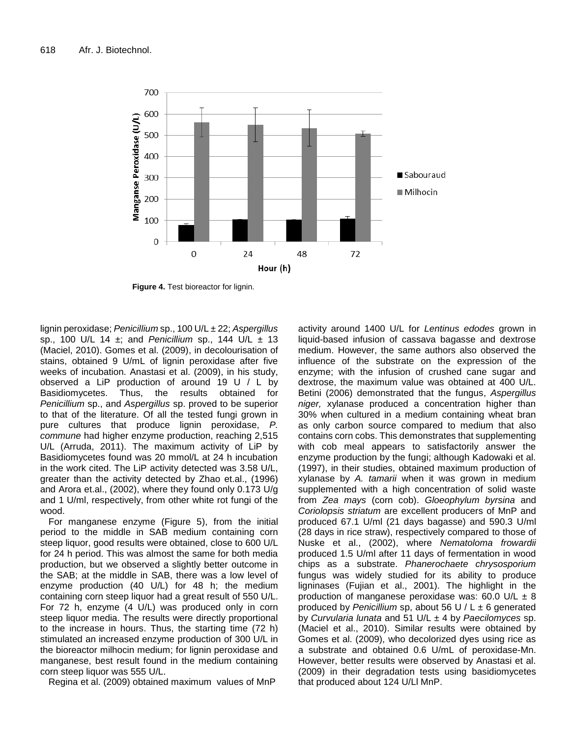**Figure 4.** Test bioreactor for lignin.

lignin peroxidase; *Penicillium* sp., 100 U/L ± 22; *Aspergillus* sp., 100 U/L 14 ±; and *Penicillium* sp., 144 U/L ± 13 (Maciel, 2010). Gomes et al. (2009), in decolourisation of stains, obtained 9 U/mL of lignin peroxidase after five weeks of incubation. Anastasi et al. (2009), in his study, observed a LiP production of around 19 U / L by Basidiomycetes. Thus, the results obtained for *Penicillium* sp., and *Aspergillus* sp. proved to be superior to that of the literature. Of all the tested fungi grown in pure cultures that produce lignin peroxidase, *P. commune* had higher enzyme production, reaching 2,515 U/L (Arruda, 2011). The maximum activity of LiP by Basidiomycetes found was 20 mmol/L at 24 h incubation in the work cited. The LiP activity detected was 3.58 U/L, greater than the activity detected by Zhao et.al., (1996) and Arora et.al., (2002), where they found only 0.173 U/g and 1 U/ml, respectively, from other white rot fungi of the wood.

For manganese enzyme (Figure 5), from the initial period to the middle in SAB medium containing corn steep liquor, good results were obtained, close to 600 U/L for 24 h period. This was almost the same for both media production, but we observed a slightly better outcome in the SAB; at the middle in SAB, there was a low level of enzyme production (40 U/L) for 48 h; the medium containing corn steep liquor had a great result of 550 U/L. For 72 h, enzyme (4 U/L) was produced only in corn steep liquor media. The results were directly proportional to the increase in hours. Thus, the starting time (72 h) stimulated an increased enzyme production of 300 U/L in the bioreactor milhocin medium; for lignin peroxidase and manganese, best result found in the medium containing corn steep liquor was 555 U/L.

Regina et al. (2009) obtained maximum values of MnP activity around 1400 U/L for *Lentinus edodes* grown in liquid-based infusion of cassava bagasse and dextrose medium. However, the same authors also observed the influence of the substrate on the expression of the enzyme; with the infusion of crushed cane sugar and dextrose, the maximum value was obtained at 400 U/L. Betini (2006) demonstrated that the fungus, *Aspergillus niger,* xylanase produced a concentration higher than 30% when cultured in a medium containing wheat bran as only carbon source compared to medium that also contains corn cobs. This demonstrates that supplementing with cob meal appears to satisfactorily answer the enzyme production by the fungi; although Kadowaki et al. (1997), in their studies, obtained maximum production of xylanase by *A. tamarii* when it was grown in medium supplemented with a high concentration of solid waste from *Zea mays* (corn cob). *Gloeophylum byrsina* and *Coriolopsis striatum* are excellent producers of MnP and produced 67.1 U/ml (21 days bagasse) and 590.3 U/ml (28 days in rice straw), respectively compared to those of Nuske et al., (2002), where *Nematoloma frowardii* produced 1.5 U/ml after 11 days of fermentation in wood chips as a substrate. *Phanerochaete chrysosporium* fungus was widely studied for its ability to produce ligninases (Fujian et al., 2001). The highlight in the production of manganese peroxidase was: 60.0 U/L ± 8 produced by *Penicillium* sp, about 56 U / L ± 6 generated by *Curvularia lunata* and 51 U/L ± 4 by *Paecilomyces* sp. (Maciel et al., 2010). Similar results were obtained by Gomes et al. (2009), who decolorized dyes using rice as a substrate and obtained 0.6 U/mL of peroxidase-Mn. However, better results were observed by Anastasi et al. (2009) in their degradation tests using basidiomycetes that produced about 124 U/Ll MnP.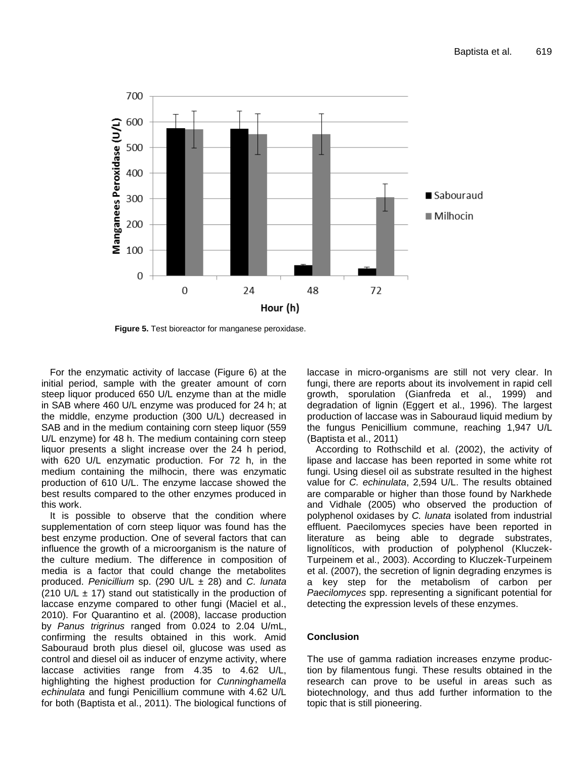Figure 5. Test bioreactor for manganese peroxidase.

For the enzymatic activity of laccase (Figure 6) at the initial period, sample with the greater amount of corn steep liquor produced 650 U/L enzyme than at the midle in SAB where 460 U/L enzyme was produced for 24 h; at the middle, enzyme production (300 U/L) decreased in SAB and in the medium containing corn steep liquor (559 U/L enzyme) for 48 h. The medium containing corn steep liquor presents a slight increase over the 24 h period, with 620 U/L enzymatic production. For 72 h, in the medium containing the milhocin, there was enzymatic production of 610 U/L. The enzyme laccase showed the best results compared to the other enzymes produced in this work.

It is possible to observe that the condition where supplementation of corn steep liquor was found has the best enzyme production. One of several factors that can influence the growth of a microorganism is the nature of the culture medium. The difference in composition of media is a factor that could change the metabolites produced. *Penicillium* sp. (290 U/L ± 28) and *C. lunata* (210 U/L ± 17) stand out statistically in the production of laccase enzyme compared to other fungi (Maciel et al., 2010). For Quarantino et al. (2008), laccase production by *Panus trigrinus* ranged from 0.024 to 2.04 U/mL, confirming the results obtained in this work. Amid Sabouraud broth plus diesel oil, glucose was used as control and diesel oil as inducer of enzyme activity, where laccase activities range from 4.35 to 4.62 U/L, highlighting the highest production for *Cunninghamella echinulata* and fungi Penicillium commune with 4.62 U/L for both (Baptista et al., 2011). The biological functions of laccase in micro-organisms are still not very clear. In fungi, there are reports about its involvement in rapid cell growth, sporulation (Gianfreda et al., 1999) and degradation of lignin (Eggert et al., 1996). The largest production of laccase was in Sabouraud liquid medium by the fungus Penicillium commune, reaching 1,947 U/L (Baptista et al., 2011)

According to Rothschild et al. (2002), the activity of lipase and laccase has been reported in some white rot fungi. Using diesel oil as substrate resulted in the highest value for *C. echinulata*, 2,594 U/L. The results obtained are comparable or higher than those found by Narkhede and Vidhale (2005) who observed the production of polyphenol oxidases by *C. lunata* isolated from industrial effluent. Paecilomyces species have been reported in literature as being able to degrade substrates, lignolíticos, with production of polyphenol (Kluczek-Turpeinem et al., 2003). According to Kluczek-Turpeinem et al. (2007), the secretion of lignin degrading enzymes is a key step for the metabolism of carbon per *Paecilomyces* spp. representing a significant potential for detecting the expression levels of these enzymes.

## Conclusion

The use of gamma radiation increases enzyme production by filamentous fungi. These results obtained in the research can prove to be useful in areas such as biotechnology, and thus add further information to the topic that is still pioneering.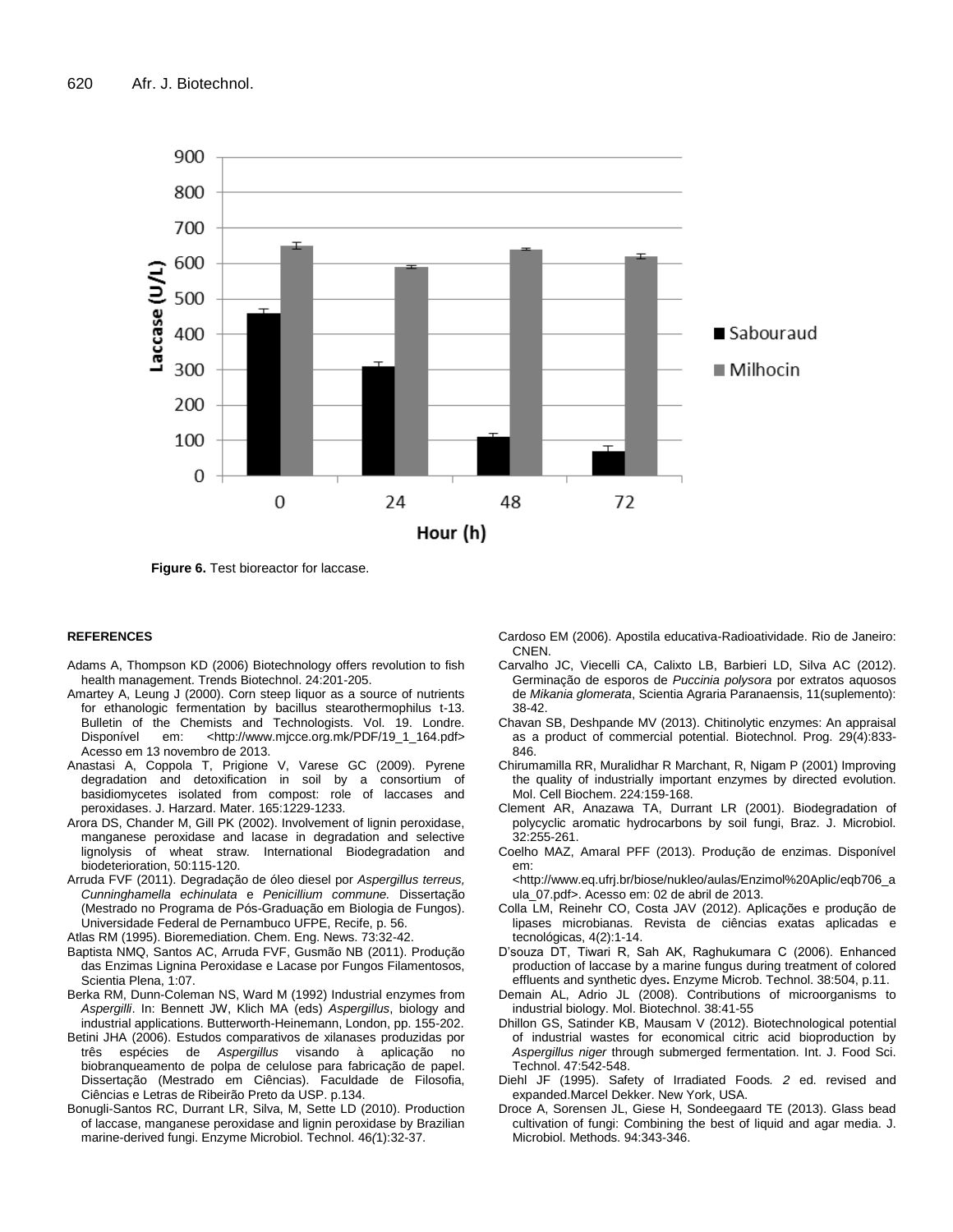Figure 6. Test bioreactor for laccase.

## REFERENCES

Adams A, Thompson KD (2006) Biotechnology offers revolution to fish health management. Trends Biotechnol. 24:201-205.

Amartey A, Leung J (2000). Corn steep liquor as a source of nutrients for ethanologic fermentation by bacillus stearothermophilus t-13. Bulletin of the Chemists and Technologists. Vol. 19. Londre. Disponível em: <http://www.mjcce.org.mk/PDF/19_1_164.pdf> Acesso em 13 novembro de 2013.

Anastasi A, Coppola T, Prigione V, Varese GC (2009). Pyrene degradation and detoxification in soil by a consortium of basidiomycetes isolated from compost: role of laccases and peroxidases. J. Harzard. Mater. 165:1229-1233.

Arora DS, Chander M, Gill PK (2002). Involvement of lignin peroxidase, manganese peroxidase and lacase in degradation and selective lignolysis of wheat straw. International Biodegradation and biodeterioration, 50:115-120.

Arruda FVF (2011). Degradação de óleo diesel por *Aspergillus terreus, Cunninghamella echinulata* e *Penicillium commune.* Dissertação (Mestrado no Programa de Pós-Graduação em Biologia de Fungos). Universidade Federal de Pernambuco UFPE, Recife, p. 56.

Atlas RM (1995). Bioremediation. Chem. Eng. News. 73:32-42.

Baptista NMQ, Santos AC, Arruda FVF, Gusmão NB (2011). Produção das Enzimas Lignina Peroxidase e Lacase por Fungos Filamentosos, Scientia Plena, 1:07.

Berka RM, Dunn-Coleman NS, Ward M (1992) Industrial enzymes from *Aspergilli*. In: Bennett JW, Klich MA (eds) *Aspergillus*, biology and industrial applications. Butterworth-Heinemann, London, pp. 155-202.

Betini JHA (2006). Estudos comparativos de xilanases produzidas por três espécies de *Aspergillus* visando à aplicação no biobranqueamento de polpa de celulose para fabricação de papel. Dissertação (Mestrado em Ciências). Faculdade de Filosofia, Ciências e Letras de Ribeirão Preto da USP. p.134.

Bonugli-Santos RC, Durrant LR, Silva, M, Sette LD (2010). Production of laccase, manganese peroxidase and lignin peroxidase by Brazilian marine-derived fungi. Enzyme Microbiol. Technol. 46(1):32-37.

Cardoso EM (2006). Apostila educativa-Radioatividade. Rio de Janeiro: CNEN.

Carvalho JC, Viecelli CA, Calixto LB, Barbieri LD, Silva AC (2012). Germinação de esporos de *Puccinia polysora* por extratos aquosos de *Mikania glomerata*, Scientia Agraria Paranaensis, 11(suplemento): 38-42.

Chavan SB, Deshpande MV (2013). Chitinolytic enzymes: An appraisal as a product of commercial potential. Biotechnol. Prog. 29(4):833-846.

Chirumamilla RR, Muralidhar R Marchant, R, Nigam P (2001) Improving the quality of industrially important enzymes by directed evolution. Mol. Cell Biochem. 224:159-168.

Clement AR, Anazawa TA, Durrant LR (2001). Biodegradation of polycyclic aromatic hydrocarbons by soil fungi, Braz. J. Microbiol. 32:255-261.

Coelho MAZ, Amaral PFF (2013). Produção de enzimas. Disponível em: <http://www.eq.ufrj.br/biose/nukleo/aulas/Enzimol%20Aplic/eqb706_aula_07.pdf>. Acesso em: 02 de abril de 2013.

Colla LM, Reinehr CO, Costa JAV (2012). Aplicações e produção de lipases microbianas. Revista de ciências exatas aplicadas e tecnológicas, 4(2):1-14.

D'souza DT, Tiwari R, Sah AK, Raghukumara C (2006). Enhanced production of laccase by a marine fungus during treatment of colored effluents and synthetic dyes**.** Enzyme Microb. Technol. 38:504, p.11.

Demain AL, Adrio JL (2008). Contributions of microorganisms to industrial biology. Mol. Biotechnol. 38:41-55

Dhillon GS, Satinder KB, Mausam V (2012). Biotechnological potential of industrial wastes for economical citric acid bioproduction by *Aspergillus niger* through submerged fermentation. Int. J. Food Sci. Technol. 47:542-548.

Diehl JF (1995). Safety of Irradiated Foods*. 2* ed. revised and expanded.Marcel Dekker. New York, USA.

Droce A, Sorensen JL, Giese H, Sondeegaard TE (2013). Glass bead cultivation of fungi: Combining the best of liquid and agar media. J. Microbiol. Methods. 94:343-346.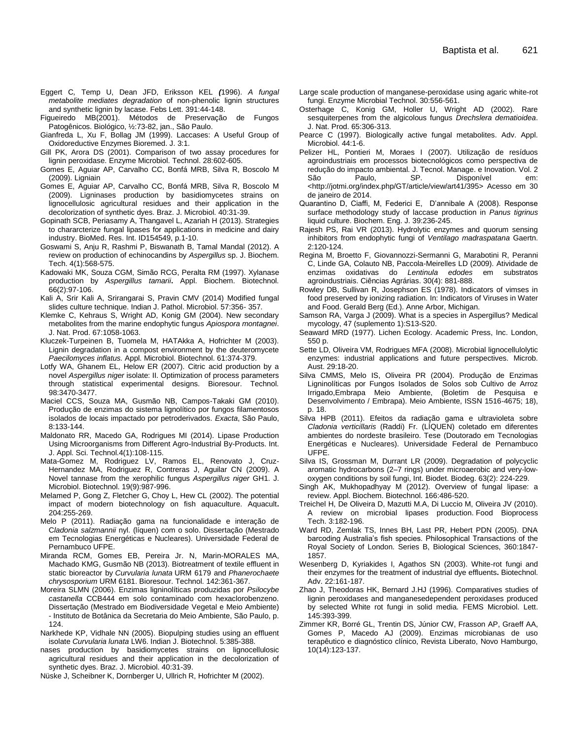Eggert C, Temp U, Dean JFD, Eriksson KEL (1996). *A fungal metabolite mediates degradation* of non-phenolic lignin structures and synthetic lignin by lacase. Febs Lett. 391:44-148.

Figueiredo MB(2001). Métodos de Preservação de Fungos Patogênicos. Biológico, ½:73-82, jan., São Paulo.

Gianfreda L, Xu F, Bollag JM (1999). Laccases: A Useful Group of Oxidoreductive Enzymes Bioremed. J. 3:1.

Gill PK, Arora DS (2001). Comparison of two assay procedures for lignin peroxidase. Enzyme Microbiol. Technol. 28:602-605.

Gomes E, Aguiar AP, Carvalho CC, Bonfá MRB, Silva R, Boscolo M (2009). Ligniain

Gomes E, Aguiar AP, Carvalho CC, Bonfá MRB, Silva R, Boscolo M (2009). Ligninases production by basidiomycetes strains on lignocellulosic agricultural residues and their application in the decolorization of synthetic dyes. Braz. J. Microbiol. 40:31-39.

Gopinath SCB, Periasamy A, Thangavel L, Azariah H (2013). Strategies to chararcterize fungal lipases for applications in medicine and dairy industry. BioMed. Res. Int. ID154549, p.1-10.

Goswami S, Anju R, Rashmi P, Biswanath B, Tamal Mandal (2012). A review on production of echinocandins by *Aspergillus* sp. J. Biochem. Tech. 4(1):568-575.

Kadowaki MK, Souza CGM, Simão RCG, Peralta RM (1997). Xylanase production by *Aspergillus tamarii***.** Appl. Biochem. Biotechnol. 66(2):97-106.

Kali A, Srir Kali A, Srirangarai S, Pravin CMV (2014) Modified fungal slides culture technique. Indian J. Pathol. Microbiol. 57:356- 357.

Klemke C, Kehraus S, Wright AD, Konig GM (2004). New secondary metabolites from the marine endophytic fungus *Apiospora montagnei*. J. Nat. Prod. 67:1058-1063.

Kluczek-Turpeinen B, Tuomela M, HATAkka A, Hofrichter M (2003). Lignin degradation in a compost environment by the deuteromycete *Paecilomyces inflatus.* Appl. Microbiol. Biotechnol. 61:374-379.

Lotfy WA, Ghanem EL, Helow ER (2007). Citric acid production by a novel *Aspergillus niger* isolate: II. Optimization of process parameters through statistical experimental designs. Bioresour. Technol. 98:3470-3477.

Maciel CCS, Souza MA, Gusmão NB, Campos-Takaki GM (2010). Produção de enzimas do sistema lignolítico por fungos filamentosos isolados de locais impactado por petroderivados. *Exacta*, São Paulo, 8:133-144.

Maldonato RR, Macedo GA, Rodrigues MI (2014). Lipase Production Using Microorganisms from Different Agro-Industrial By-Products. Int. J. Appl. Sci. Technol.4(1):108-115.

Mata-Gomez M, Rodriguez LV, Ramos EL, Renovato J, Cruz-Hernandez MA, Rodriguez R, Contreras J, Aguilar CN (2009). A Novel tannase from the xerophilic fungus *Aspergillus niger* GH1. J. Microbiol. Biotechnol. 19(9):987-996.

Melamed P, Gong Z, Fletcher G, Choy L, Hew CL (2002). The potential impact of modern biotechnology on fish aquaculture. Aquacult**.** 204:255-269.

Melo P (2011). Radiação gama na funcionalidade e interação de *Cladonia salzmannii* nyl. (líquen) com o solo. Dissertação (Mestrado em Tecnologias Energéticas e Nucleares). Universidade Federal de Pernambuco UFPE.

Miranda RCM, Gomes EB, Pereira Jr. N, Marin-MORALES MA, Machado KMG, Gusmão NB (2013). Biotreatment of textile effluent in static bioreactor by *Curvularia lunata* URM 6179 and *Phanerochaete chrysosporium* URM 6181. Bioresour. Technol. 142:361-367.

Moreira SLMN (2006). Enzimas ligninolíticas produzidas por *Psilocybe castanella* CCB444 em solo contaminado com hexaclorobenzeno. Dissertação (Mestrado em Biodiversidade Vegetal e Meio Ambiente) - Instituto de Botânica da Secretaria do Meio Ambiente, São Paulo, p. 124.

Narkhede KP, Vidhale NN (2005). Biopulping studies using an effluent isolate *Curvularia lunata* LW6. Indian J. Biotechnol. 5:385-388.

nases production by basidiomycetes strains on lignocellulosic agricultural residues and their application in the decolorization of synthetic dyes. Braz. J. Microbiol. 40:31-39.

Nüske J, Scheibner K, Dornberger U, Ullrich R, Hofrichter M (2002). Large scale production of manganese-peroxidase using agaric white-rot fungi. Enzyme Microbial Technol. 30:556-561.

Osterhage C, Konig GM, Holler U, Wright AD (2002). Rare sesquiterpenes from the algicolous fungus *Drechslera dematioidea*. J. Nat. Prod. 65:306-313.

Pearce C (1997). Biologically active fungal metabolites. Adv. Appl. Microbiol. 44:1-6.

Pelizer HL, Pontieri M, Moraes I (2007). Utilização de resíduos agroindustriais em processos biotecnológicos como perspectiva de redução do impacto ambiental. J. Tecnol. Manage. e Inovation. Vol. 2 São Paulo, SP. Disponível em: <http://jotmi.org/index.php/GT/article/view/art41/395> Acesso em 30 de janeiro de 2014.

Quarantino D, Ciaffi, M, Federici E, D'annibale A (2008). Response surface methodology study of laccase production in *Panus tigrinus* liquid culture. Biochem. Eng. J. 39:236-245.

Rajesh PS, Rai VR (2013). Hydrolytic enzymes and quorum sensing inhibitors from endophytic fungi of *Ventilago madraspatana* Gaertn. 2:120-124.

Regina M, Broetto F, Giovannozzi-Sermanni G, Marabotini R, Peranni C, Linde GA, Colauto NB, Paccola-Meirelles LD (2009). Atividade de enzimas oxidativas do *Lentinula edodes* em substratos agroindustriais. Ciências Agrárias. 30(4): 881-888.

Rowley DB, Sullivan R, Josephson ES (1978). Indicators of vimses in food preserved by ionizing radiation. In: Indicators of Viruses in Water and Food. Gerald Berg (Ed.). Anne Arbor, Michigan.

Samson RA, Varga J (2009). What is a species in Aspergillus? Medical mycology, 47 (suplemento 1):S13-S20.

Seaward MRD (1977). Lichen Ecology. Academic Press, Inc. London, 550 p.

Sette LD, Oliveira VM, Rodrigues MFA (2008). Microbial lignocellulolytic enzymes: industrial applications and future perspectives. Microb. Aust. 29:18-20.

Silva CMMS, Melo IS, Oliveira PR (2004). Produção de Enzimas Ligninolíticas por Fungos Isolados de Solos sob Cultivo de Arroz Irrigado,Embrapa Meio Ambiente, (Boletim de Pesquisa e Desenvolvimento / Embrapa). Meio Ambiente, ISSN 1516-4675; 18), p. 18.

Silva HPB (2011). Efeitos da radiação gama e ultravioleta sobre *Cladonia verticillaris* (Raddi) Fr. (LÍQUEN) coletado em diferentes ambientes do nordeste brasileiro. Tese (Doutorado em Tecnologias Energéticas e Nucleares). Universidade Federal de Pernambuco UFPE.

Silva IS, Grossman M, Durrant LR (2009). Degradation of polycyclic aromatic hydrocarbons (2–7 rings) under microaerobic and very-low-oxygen conditions by soil fungi, Int. Biodet. Biodeg. 63(2): 224-229.

Singh AK, Mukhopadhyay M (2012). Overview of fungal lipase: a review. Appl. Biochem. Biotechnol. 166:486-520.

Treichel H, De Oliveira D, Mazutti M.A, Di Luccio M, Oliveira JV (2010). A review on microbial lipases production. Food Bioprocess Tech. 3:182-196.

Ward RD, Zemlak TS, Innes BH, Last PR, Hebert PDN (2005). DNA barcoding Australia's fish species. Philosophical Transactions of the Royal Society of London. Series B, Biological Sciences, 360:1847-1857.

Wesenberg D, Kyriakides I, Agathos SN (2003). White-rot fungi and their enzymes for the treatment of industrial dye effluents**.** Biotechnol. Adv. 22:161-187.

Zhao J, Theodoras HK, Bernard J.HJ (1996). Comparatives studies of lignin peroxidases and manganesedependent peroxidases produced by selected White rot fungi in solid media. FEMS Microbiol. Lett. 145:393-399.

Zimmer KR, Borré GL, Trentin DS, Júnior CW, Frasson AP, Graeff AA, Gomes P, Macedo AJ (2009). Enzimas microbianas de uso terapêutico e diagnóstico clínico, Revista Liberato, Novo Hamburgo, 10(14):123-137.